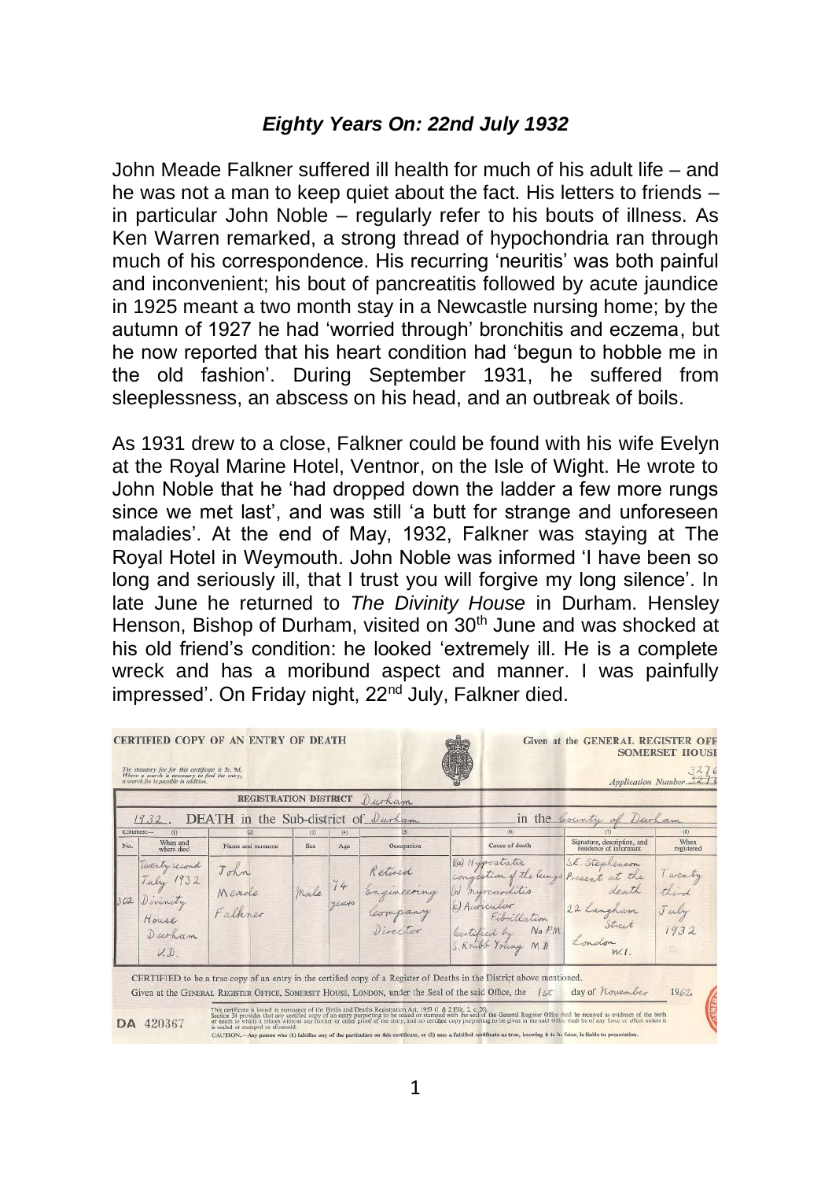## *Eighty Years On: 22nd July 1932*

John Meade Falkner suffered ill health for much of his adult life – and he was not a man to keep quiet about the fact. His letters to friends – in particular John Noble – regularly refer to his bouts of illness. As Ken Warren remarked, a strong thread of hypochondria ran through much of his correspondence. His recurring 'neuritis' was both painful and inconvenient; his bout of pancreatitis followed by acute jaundice in 1925 meant a two month stay in a Newcastle nursing home; by the autumn of 1927 he had 'worried through' bronchitis and eczema, but he now reported that his heart condition had 'begun to hobble me in the old fashion'. During September 1931, he suffered from sleeplessness, an abscess on his head, and an outbreak of boils.

As 1931 drew to a close, Falkner could be found with his wife Evelyn at the Royal Marine Hotel, Ventnor, on the Isle of Wight. He wrote to John Noble that he 'had dropped down the ladder a few more rungs since we met last', and was still 'a butt for strange and unforeseen maladies'. At the end of May, 1932, Falkner was staying at The Royal Hotel in Weymouth. John Noble was informed 'I have been so long and seriously ill, that I trust you will forgive my long silence'. In late June he returned to *The Divinity House* in Durham. Hensley Henson, Bishop of Durham, visited on 30th June and was shocked at his old friend's condition: he looked 'extremely ill. He is a complete wreck and has a moribund aspect and manner. I was painfully impressed'. On Friday night, 22nd July, Falkner died.

**CERTIFIED COPY OF AN ENTRY OF DEATH** — Given at the GENERAL REGISTER OFFICE, SOMERSET HOUSE

The statutory fee for this certificate is 3s. 9d. Where a search is necessary to find the entry, a search fee is payable in addition.

Application Number 3276

REGISTRATION DISTRICT Durham

1932. DEATH in the Sub-district of Durham in the County of Durham

| No. | When and where died | Name and surname | Sex | Age | Occupation | Cause of death | Signature, description, and residence of informant | When registered |
|---|---|---|---|---|---|---|---|---|
| 302 | Twenty second July 1932 Divinity House Durham U.D. | John Meade Falkner | Male | 74 years | Retired Engineering Company Director | I(a) Hypostatic congestion of the lungs (b) Myocarditis (c) Auricular Fibrillation Certified by S. Knibb Young MD No P.M. | S.E. Stephenson Present at the death 22 Langham Street London W.1. | Twenty third July 1932 |

CERTIFIED to be a true copy of an entry in the certified copy of a Register of Deaths in the District above mentioned.

Given at the GENERAL REGISTER OFFICE, SOMERSET HOUSE, LONDON, under the Seal of the said Office, the 1st day of November 1962.

DA 420367

This certificate is issued in pursuance of the Births and Deaths Registration Act, 1953 (1 & 2 Eliz. 2, c. 20). Section 34 provides that any certified copy of an entry purporting to be sealed or stamped with the seal of the General Register Office shall be received as evidence of the birth or death to which it relates without any further or other proof of the entry, and no certified copy purporting to be given in the said Office shall be of any force or effect unless it is sealed or stamped as aforesaid.

CAUTION.—Any person who (1) falsifies any of the particulars on this certificate, or (2) uses a falsified certificate as true, knowing it to be false, is liable to prosecution.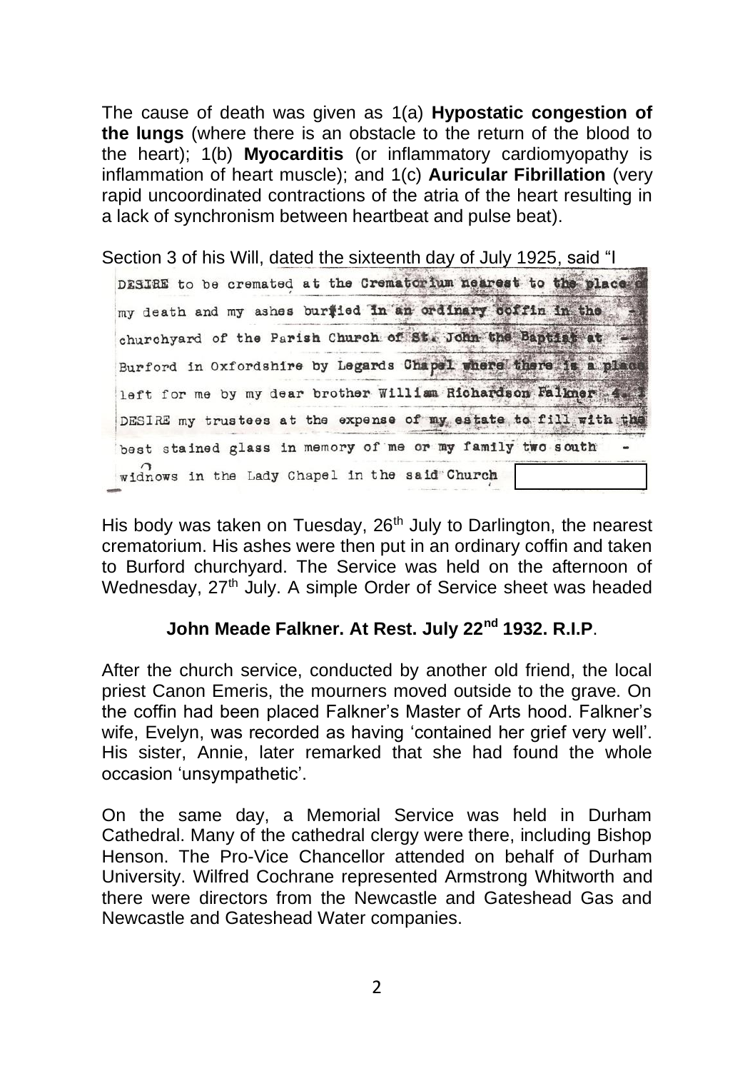The cause of death was given as 1(a) **Hypostatic congestion of the lungs** (where there is an obstacle to the return of the blood to the heart); 1(b) **Myocarditis** (or inflammatory cardiomyopathy is inflammation of heart muscle); and 1(c) **Auricular Fibrillation** (very rapid uncoordinated contractions of the atria of the heart resulting in a lack of synchronism between heartbeat and pulse beat).

Section 3 of his Will, dated the sixteenth day of July 1925, said "I DESIRE to be cremated at the Crematorium nearest to the place of my death and my ashes buried in an ordinary coffin in the churchyard of the Parish Church of St. John the Baptist at Burford in Oxfordshire by Legards Chapel where there is a place left for me by my dear brother William Richardson Falkner. 4. I DESIRE my trustees at the expense of my estate to fill with the best stained glass in memory of me or my family two south widnows in the Lady Chapel in the said Church

His body was taken on Tuesday, 26th July to Darlington, the nearest crematorium. His ashes were then put in an ordinary coffin and taken to Burford churchyard. The Service was held on the afternoon of Wednesday, 27th July. A simple Order of Service sheet was headed

**John Meade Falkner. At Rest. July 22nd 1932. R.I.P**.

After the church service, conducted by another old friend, the local priest Canon Emeris, the mourners moved outside to the grave. On the coffin had been placed Falkner's Master of Arts hood. Falkner's wife, Evelyn, was recorded as having 'contained her grief very well'. His sister, Annie, later remarked that she had found the whole occasion 'unsympathetic'.

On the same day, a Memorial Service was held in Durham Cathedral. Many of the cathedral clergy were there, including Bishop Henson. The Pro-Vice Chancellor attended on behalf of Durham University. Wilfred Cochrane represented Armstrong Whitworth and there were directors from the Newcastle and Gateshead Gas and Newcastle and Gateshead Water companies.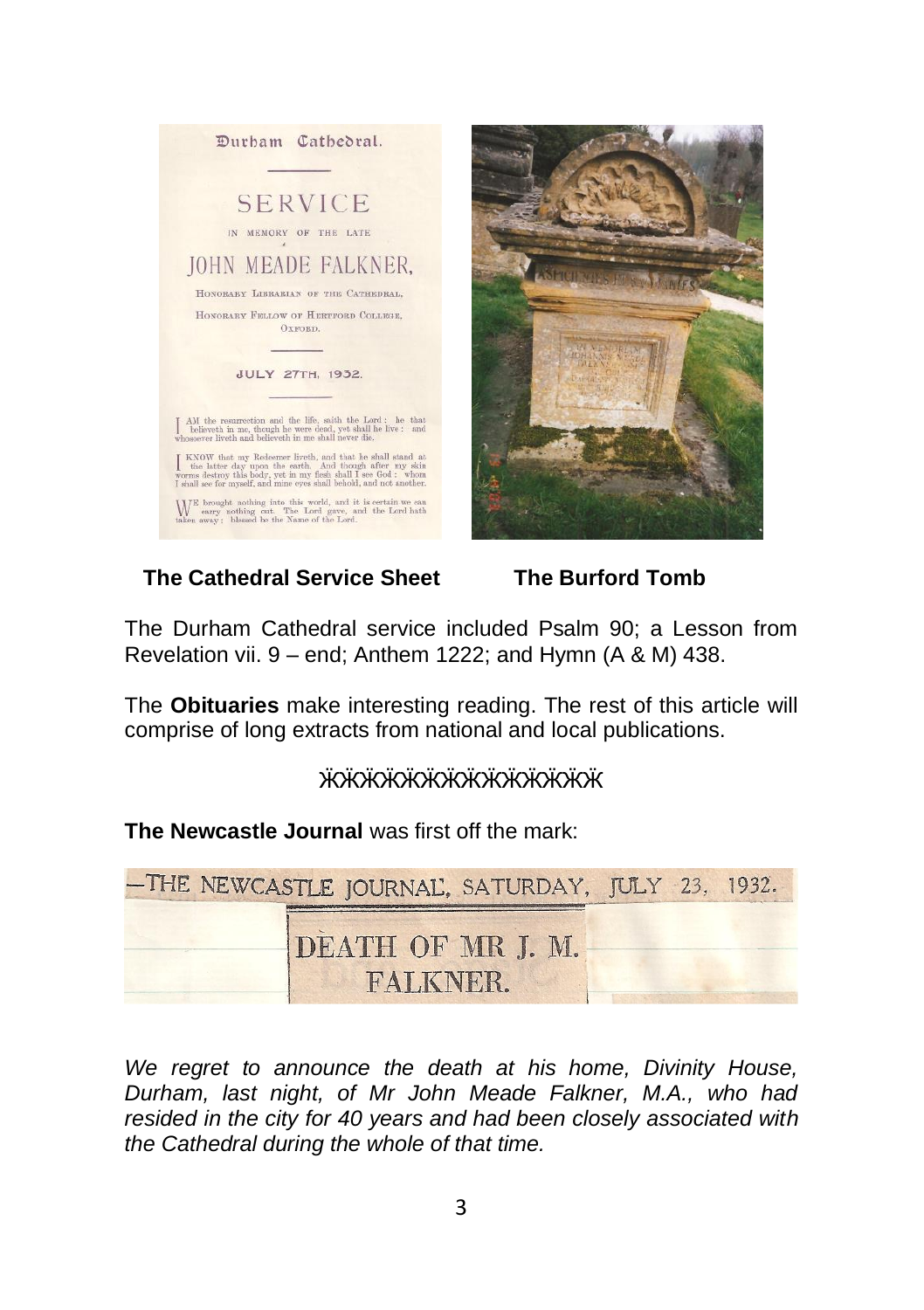**The Cathedral Service Sheet** **The Burford Tomb**

The Durham Cathedral service included Psalm 90; a Lesson from Revelation vii. 9 – end; Anthem 1222; and Hymn (A & M) 438.

The **Obituaries** make interesting reading. The rest of this article will comprise of long extracts from national and local publications.

ӜӜӜӜӜӜӜӜӜӜӜӜӜӜӜӜӜ

**The Newcastle Journal** was first off the mark:

*We regret to announce the death at his home, Divinity House, Durham, last night, of Mr John Meade Falkner, M.A., who had resided in the city for 40 years and had been closely associated with the Cathedral during the whole of that time.*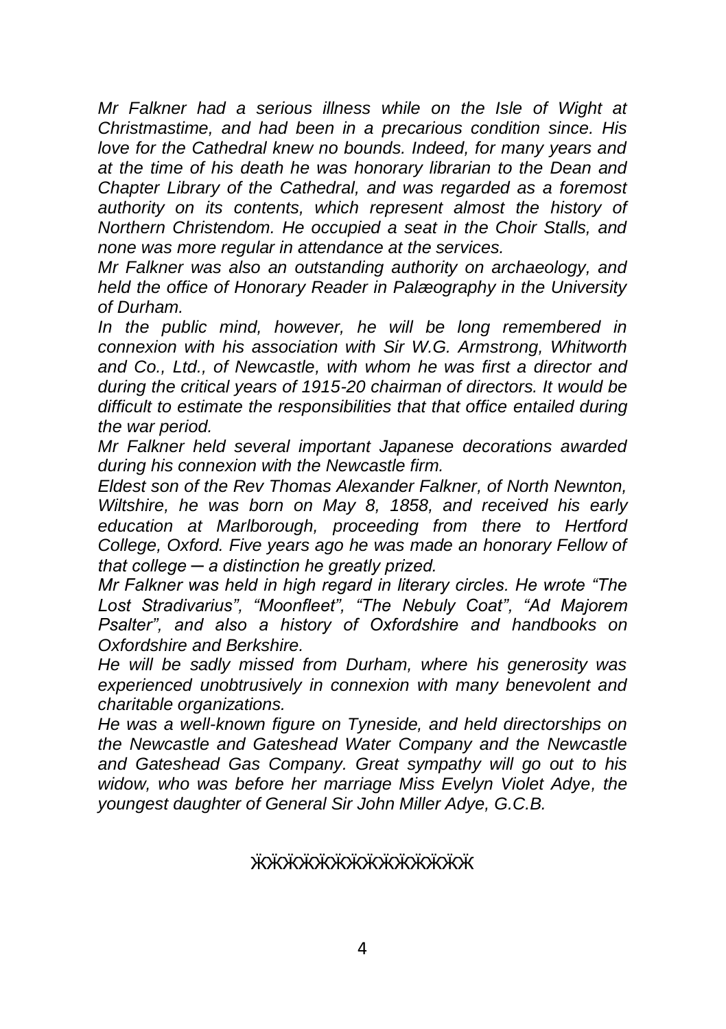*Mr Falkner had a serious illness while on the Isle of Wight at Christmastime, and had been in a precarious condition since. His love for the Cathedral knew no bounds. Indeed, for many years and at the time of his death he was honorary librarian to the Dean and Chapter Library of the Cathedral, and was regarded as a foremost authority on its contents, which represent almost the history of Northern Christendom. He occupied a seat in the Choir Stalls, and none was more regular in attendance at the services.*

*Mr Falkner was also an outstanding authority on archaeology, and held the office of Honorary Reader in Palæography in the University of Durham.*

*In the public mind, however, he will be long remembered in connexion with his association with Sir W.G. Armstrong, Whitworth and Co., Ltd., of Newcastle, with whom he was first a director and during the critical years of 1915-20 chairman of directors. It would be difficult to estimate the responsibilities that that office entailed during the war period.*

*Mr Falkner held several important Japanese decorations awarded during his connexion with the Newcastle firm.*

*Eldest son of the Rev Thomas Alexander Falkner, of North Newnton, Wiltshire, he was born on May 8, 1858, and received his early education at Marlborough, proceeding from there to Hertford College, Oxford. Five years ago he was made an honorary Fellow of that college ─ a distinction he greatly prized.*

*Mr Falkner was held in high regard in literary circles. He wrote "The Lost Stradivarius", "Moonfleet", "The Nebuly Coat", "Ad Majorem Psalter", and also a history of Oxfordshire and handbooks on Oxfordshire and Berkshire.*

*He will be sadly missed from Durham, where his generosity was experienced unobtrusively in connexion with many benevolent and charitable organizations.*

*He was a well-known figure on Tyneside, and held directorships on the Newcastle and Gateshead Water Company and the Newcastle and Gateshead Gas Company. Great sympathy will go out to his widow, who was before her marriage Miss Evelyn Violet Adye, the youngest daughter of General Sir John Miller Adye, G.C.B.*

ӝӝӝӝӝӝӝӝӝӝӝӝӝӝӝӝ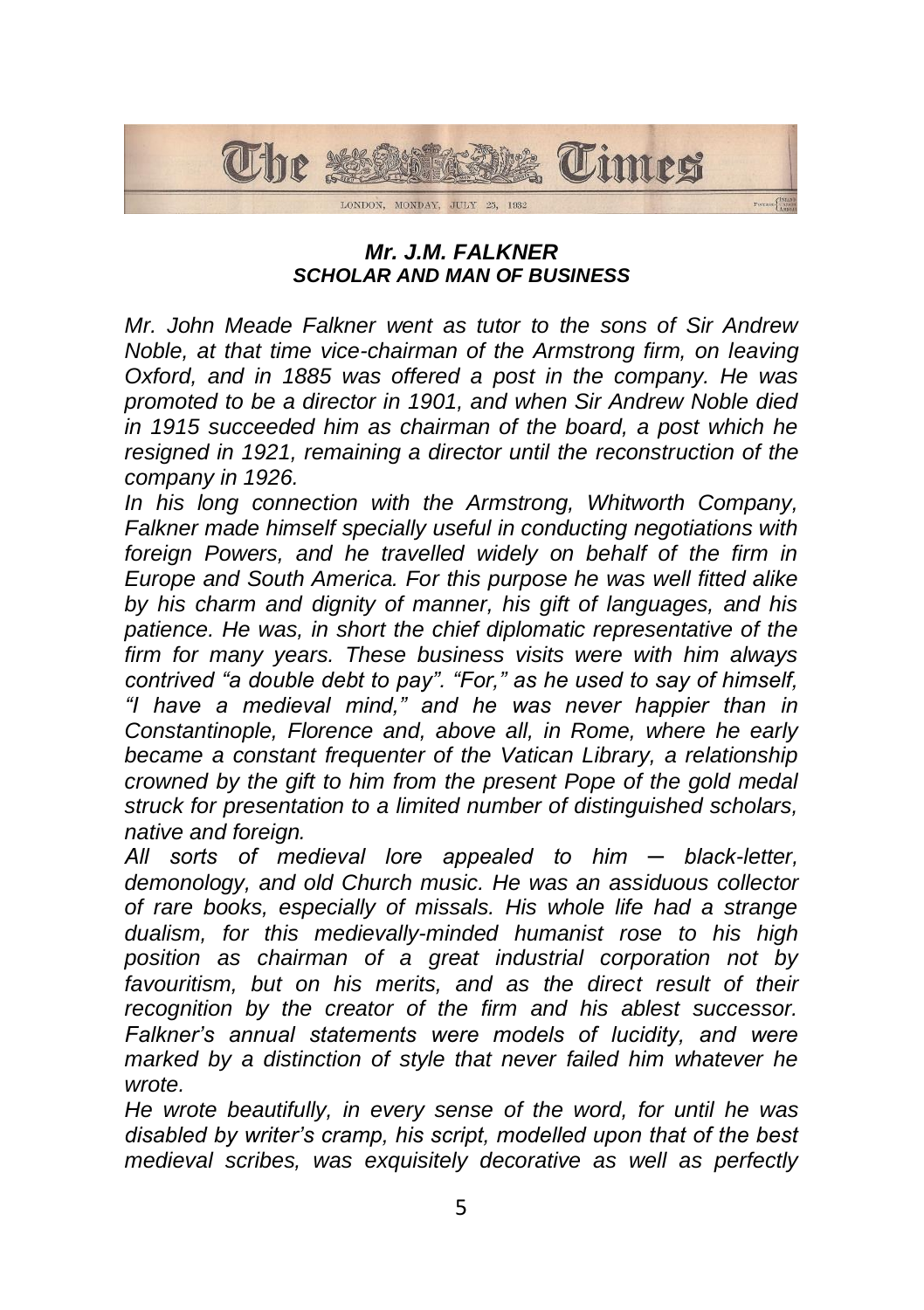The Times

LONDON, MONDAY, JULY 25, 1932

### *Mr. J.M. FALKNER*
### *SCHOLAR AND MAN OF BUSINESS*

*Mr. John Meade Falkner went as tutor to the sons of Sir Andrew Noble, at that time vice-chairman of the Armstrong firm, on leaving Oxford, and in 1885 was offered a post in the company. He was promoted to be a director in 1901, and when Sir Andrew Noble died in 1915 succeeded him as chairman of the board, a post which he resigned in 1921, remaining a director until the reconstruction of the company in 1926.*

*In his long connection with the Armstrong, Whitworth Company, Falkner made himself specially useful in conducting negotiations with foreign Powers, and he travelled widely on behalf of the firm in Europe and South America. For this purpose he was well fitted alike by his charm and dignity of manner, his gift of languages, and his patience. He was, in short the chief diplomatic representative of the firm for many years. These business visits were with him always contrived "a double debt to pay". "For," as he used to say of himself, "I have a medieval mind," and he was never happier than in Constantinople, Florence and, above all, in Rome, where he early became a constant frequenter of the Vatican Library, a relationship crowned by the gift to him from the present Pope of the gold medal struck for presentation to a limited number of distinguished scholars, native and foreign.*

*All sorts of medieval lore appealed to him – black-letter, demonology, and old Church music. He was an assiduous collector of rare books, especially of missals. His whole life had a strange dualism, for this medievally-minded humanist rose to his high position as chairman of a great industrial corporation not by favouritism, but on his merits, and as the direct result of their recognition by the creator of the firm and his ablest successor. Falkner's annual statements were models of lucidity, and were marked by a distinction of style that never failed him whatever he wrote.*

*He wrote beautifully, in every sense of the word, for until he was disabled by writer's cramp, his script, modelled upon that of the best medieval scribes, was exquisitely decorative as well as perfectly*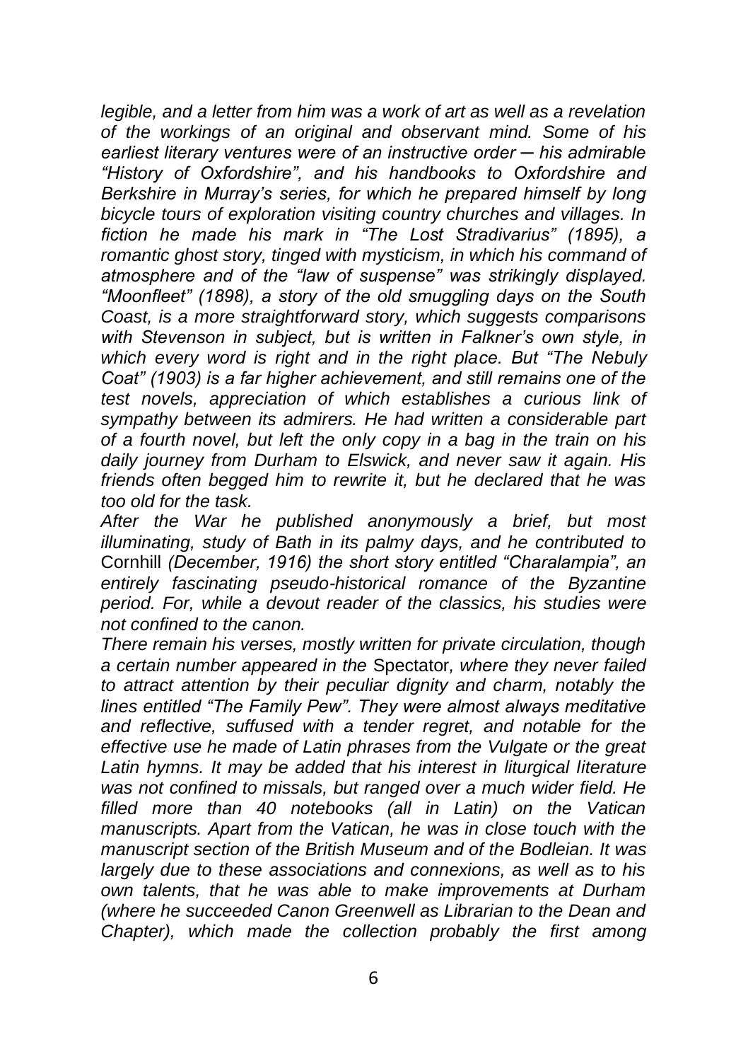*legible, and a letter from him was a work of art as well as a revelation of the workings of an original and observant mind. Some of his earliest literary ventures were of an instructive order ─ his admirable "History of Oxfordshire", and his handbooks to Oxfordshire and Berkshire in Murray's series, for which he prepared himself by long bicycle tours of exploration visiting country churches and villages. In fiction he made his mark in "The Lost Stradivarius" (1895), a romantic ghost story, tinged with mysticism, in which his command of atmosphere and of the "law of suspense" was strikingly displayed. "Moonfleet" (1898), a story of the old smuggling days on the South Coast, is a more straightforward story, which suggests comparisons with Stevenson in subject, but is written in Falkner's own style, in which every word is right and in the right place. But "The Nebuly Coat" (1903) is a far higher achievement, and still remains one of the test novels, appreciation of which establishes a curious link of sympathy between its admirers. He had written a considerable part of a fourth novel, but left the only copy in a bag in the train on his daily journey from Durham to Elswick, and never saw it again. His friends often begged him to rewrite it, but he declared that he was too old for the task.*

*After the War he published anonymously a brief, but most illuminating, study of Bath in its palmy days, and he contributed to* Cornhill *(December, 1916) the short story entitled "Charalampia", an entirely fascinating pseudo-historical romance of the Byzantine period. For, while a devout reader of the classics, his studies were not confined to the canon.*

*There remain his verses, mostly written for private circulation, though a certain number appeared in the* Spectator*, where they never failed to attract attention by their peculiar dignity and charm, notably the lines entitled "The Family Pew". They were almost always meditative and reflective, suffused with a tender regret, and notable for the effective use he made of Latin phrases from the Vulgate or the great Latin hymns. It may be added that his interest in liturgical literature was not confined to missals, but ranged over a much wider field. He filled more than 40 notebooks (all in Latin) on the Vatican manuscripts. Apart from the Vatican, he was in close touch with the manuscript section of the British Museum and of the Bodleian. It was largely due to these associations and connexions, as well as to his own talents, that he was able to make improvements at Durham (where he succeeded Canon Greenwell as Librarian to the Dean and Chapter), which made the collection probably the first among*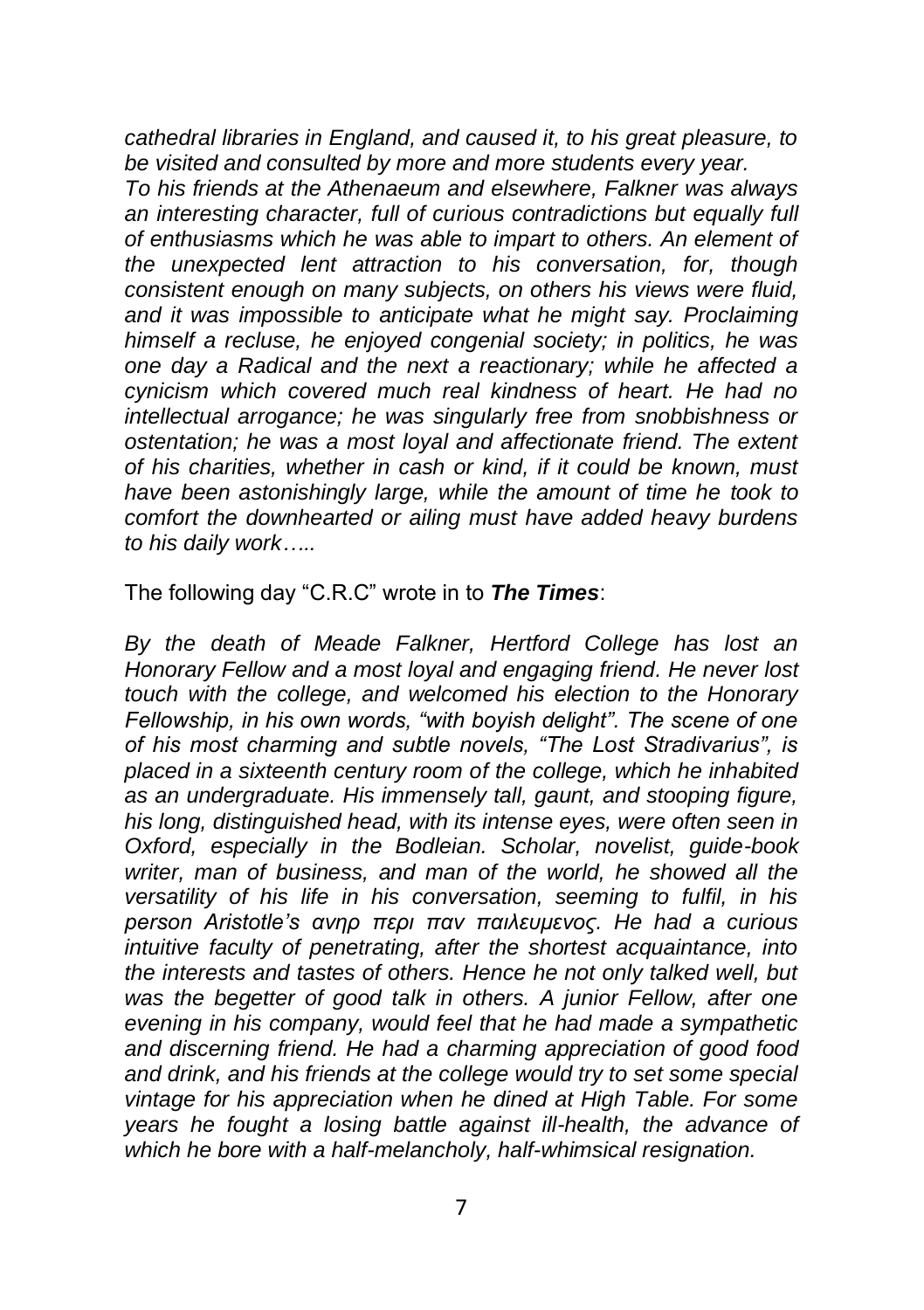*cathedral libraries in England, and caused it, to his great pleasure, to be visited and consulted by more and more students every year.*

*To his friends at the Athenaeum and elsewhere, Falkner was always an interesting character, full of curious contradictions but equally full of enthusiasms which he was able to impart to others. An element of the unexpected lent attraction to his conversation, for, though consistent enough on many subjects, on others his views were fluid, and it was impossible to anticipate what he might say. Proclaiming himself a recluse, he enjoyed congenial society; in politics, he was one day a Radical and the next a reactionary; while he affected a cynicism which covered much real kindness of heart. He had no intellectual arrogance; he was singularly free from snobbishness or ostentation; he was a most loyal and affectionate friend. The extent of his charities, whether in cash or kind, if it could be known, must have been astonishingly large, while the amount of time he took to comfort the downhearted or ailing must have added heavy burdens to his daily work…..*

The following day "C.R.C" wrote in to ***The Times***:

*By the death of Meade Falkner, Hertford College has lost an Honorary Fellow and a most loyal and engaging friend. He never lost touch with the college, and welcomed his election to the Honorary Fellowship, in his own words, "with boyish delight". The scene of one of his most charming and subtle novels, "The Lost Stradivarius", is placed in a sixteenth century room of the college, which he inhabited as an undergraduate. His immensely tall, gaunt, and stooping figure, his long, distinguished head, with its intense eyes, were often seen in Oxford, especially in the Bodleian. Scholar, novelist, guide-book writer, man of business, and man of the world, he showed all the versatility of his life in his conversation, seeming to fulfil, in his person Aristotle's ανηρ περι παν παιλευμενος. He had a curious intuitive faculty of penetrating, after the shortest acquaintance, into the interests and tastes of others. Hence he not only talked well, but was the begetter of good talk in others. A junior Fellow, after one evening in his company, would feel that he had made a sympathetic and discerning friend. He had a charming appreciation of good food and drink, and his friends at the college would try to set some special vintage for his appreciation when he dined at High Table. For some years he fought a losing battle against ill-health, the advance of which he bore with a half-melancholy, half-whimsical resignation.*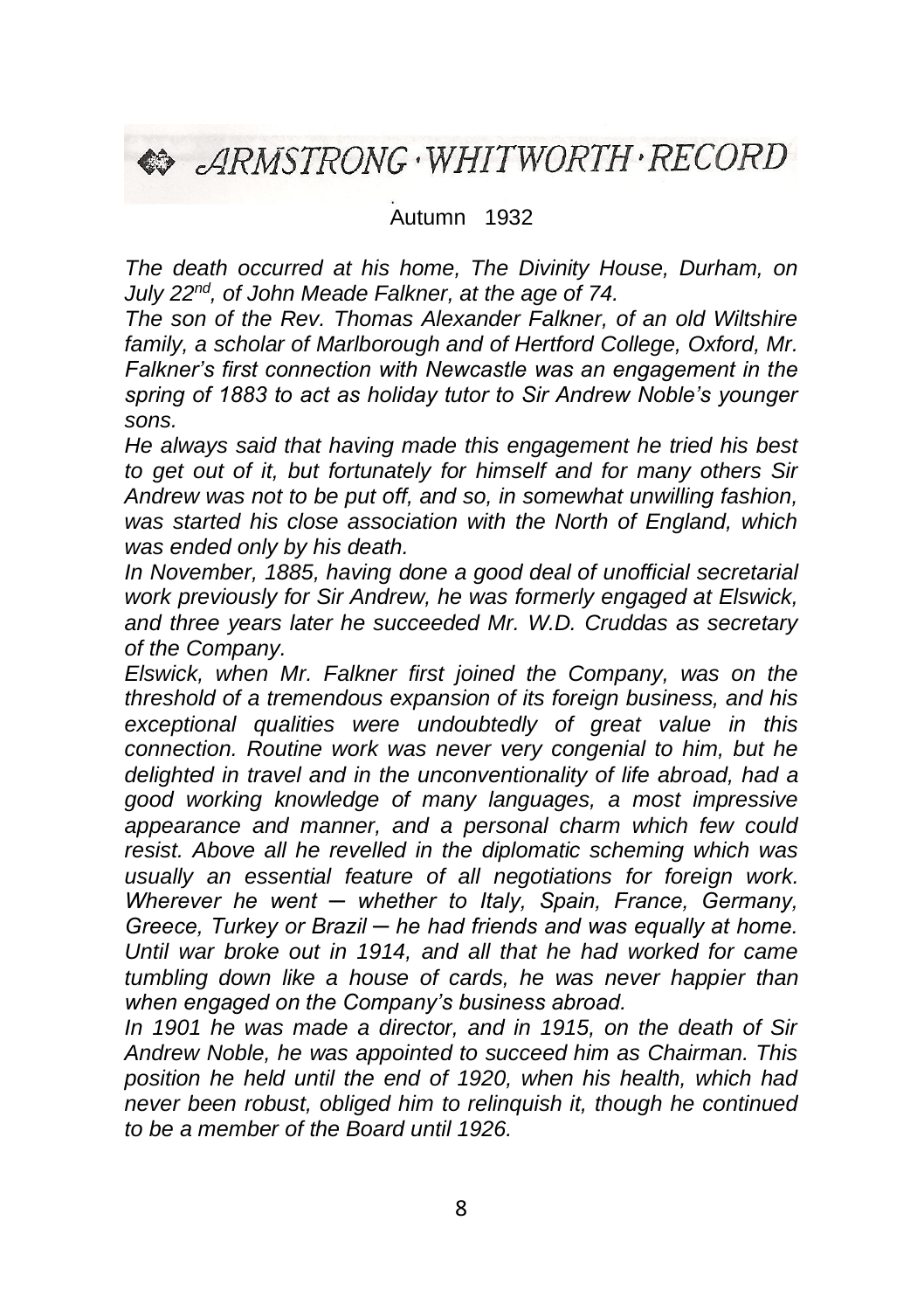# ARMSTRONG · WHITWORTH · RECORD

Autumn 1932

*The death occurred at his home, The Divinity House, Durham, on July 22nd, of John Meade Falkner, at the age of 74.*

*The son of the Rev. Thomas Alexander Falkner, of an old Wiltshire family, a scholar of Marlborough and of Hertford College, Oxford, Mr. Falkner's first connection with Newcastle was an engagement in the spring of 1883 to act as holiday tutor to Sir Andrew Noble's younger sons.*

*He always said that having made this engagement he tried his best to get out of it, but fortunately for himself and for many others Sir Andrew was not to be put off, and so, in somewhat unwilling fashion, was started his close association with the North of England, which was ended only by his death.*

*In November, 1885, having done a good deal of unofficial secretarial work previously for Sir Andrew, he was formerly engaged at Elswick, and three years later he succeeded Mr. W.D. Cruddas as secretary of the Company.*

*Elswick, when Mr. Falkner first joined the Company, was on the threshold of a tremendous expansion of its foreign business, and his exceptional qualities were undoubtedly of great value in this connection. Routine work was never very congenial to him, but he delighted in travel and in the unconventionality of life abroad, had a good working knowledge of many languages, a most impressive appearance and manner, and a personal charm which few could resist. Above all he revelled in the diplomatic scheming which was usually an essential feature of all negotiations for foreign work. Wherever he went – whether to Italy, Spain, France, Germany, Greece, Turkey or Brazil – he had friends and was equally at home. Until war broke out in 1914, and all that he had worked for came tumbling down like a house of cards, he was never happier than when engaged on the Company's business abroad.*

*In 1901 he was made a director, and in 1915, on the death of Sir Andrew Noble, he was appointed to succeed him as Chairman. This position he held until the end of 1920, when his health, which had never been robust, obliged him to relinquish it, though he continued to be a member of the Board until 1926.*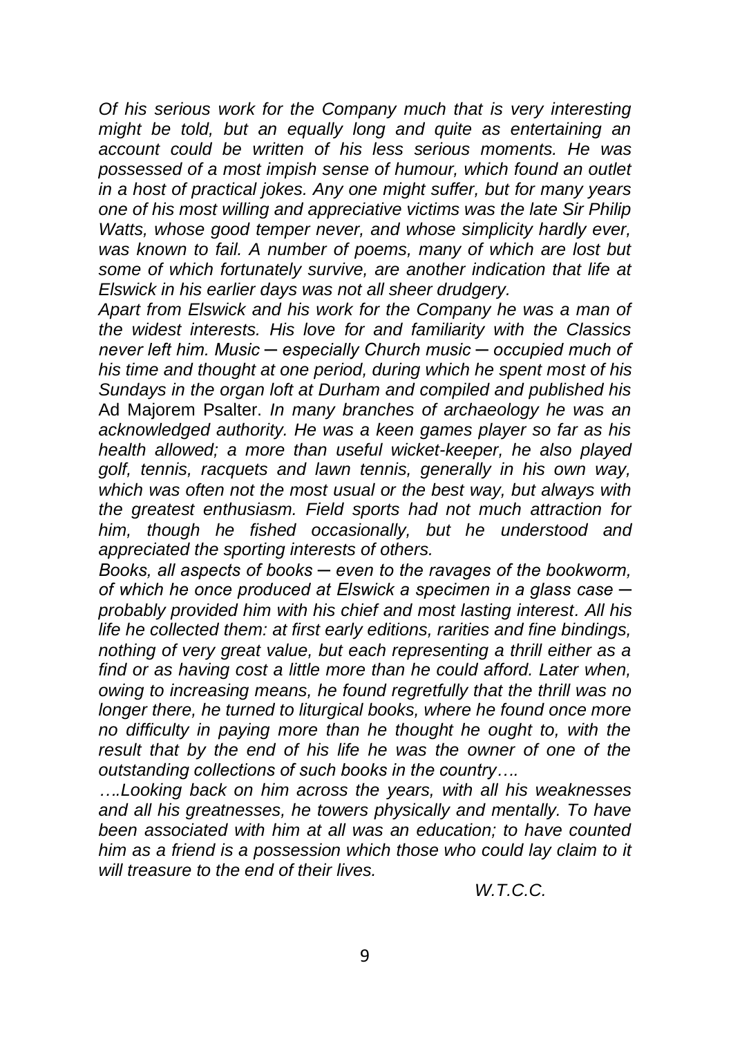*Of his serious work for the Company much that is very interesting might be told, but an equally long and quite as entertaining an account could be written of his less serious moments. He was possessed of a most impish sense of humour, which found an outlet in a host of practical jokes. Any one might suffer, but for many years one of his most willing and appreciative victims was the late Sir Philip Watts, whose good temper never, and whose simplicity hardly ever, was known to fail. A number of poems, many of which are lost but some of which fortunately survive, are another indication that life at Elswick in his earlier days was not all sheer drudgery.*

*Apart from Elswick and his work for the Company he was a man of the widest interests. His love for and familiarity with the Classics never left him. Music ─ especially Church music ─ occupied much of his time and thought at one period, during which he spent most of his Sundays in the organ loft at Durham and compiled and published his* Ad Majorem Psalter. *In many branches of archaeology he was an acknowledged authority. He was a keen games player so far as his health allowed; a more than useful wicket-keeper, he also played golf, tennis, racquets and lawn tennis, generally in his own way, which was often not the most usual or the best way, but always with the greatest enthusiasm. Field sports had not much attraction for him, though he fished occasionally, but he understood and appreciated the sporting interests of others.*

*Books, all aspects of books ─ even to the ravages of the bookworm, of which he once produced at Elswick a specimen in a glass case ─ probably provided him with his chief and most lasting interest. All his life he collected them: at first early editions, rarities and fine bindings, nothing of very great value, but each representing a thrill either as a find or as having cost a little more than he could afford. Later when, owing to increasing means, he found regretfully that the thrill was no longer there, he turned to liturgical books, where he found once more no difficulty in paying more than he thought he ought to, with the result that by the end of his life he was the owner of one of the outstanding collections of such books in the country….*

*….Looking back on him across the years, with all his weaknesses and all his greatnesses, he towers physically and mentally. To have been associated with him at all was an education; to have counted him as a friend is a possession which those who could lay claim to it will treasure to the end of their lives.*

*W.T.C.C.*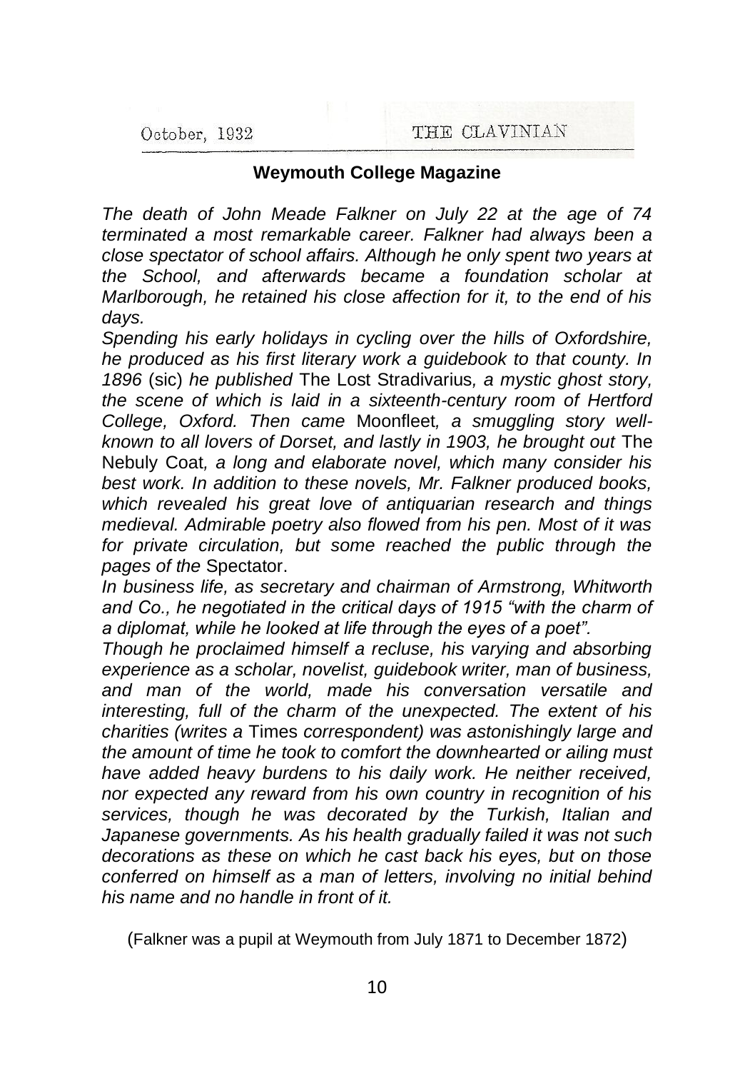October, 1932 THE CLAVINIAN

**Weymouth College Magazine**

*The death of John Meade Falkner on July 22 at the age of 74 terminated a most remarkable career. Falkner had always been a close spectator of school affairs. Although he only spent two years at the School, and afterwards became a foundation scholar at Marlborough, he retained his close affection for it, to the end of his days.*

*Spending his early holidays in cycling over the hills of Oxfordshire, he produced as his first literary work a guidebook to that county. In 1896* (sic) *he published* The Lost Stradivarius*, a mystic ghost story, the scene of which is laid in a sixteenth-century room of Hertford College, Oxford. Then came* Moonfleet*, a smuggling story well-known to all lovers of Dorset, and lastly in 1903, he brought out* The Nebuly Coat*, a long and elaborate novel, which many consider his best work. In addition to these novels, Mr. Falkner produced books, which revealed his great love of antiquarian research and things medieval. Admirable poetry also flowed from his pen. Most of it was for private circulation, but some reached the public through the pages of the* Spectator.

*In business life, as secretary and chairman of Armstrong, Whitworth and Co., he negotiated in the critical days of 1915 "with the charm of a diplomat, while he looked at life through the eyes of a poet".*

*Though he proclaimed himself a recluse, his varying and absorbing experience as a scholar, novelist, guidebook writer, man of business, and man of the world, made his conversation versatile and interesting, full of the charm of the unexpected. The extent of his charities (writes a* Times *correspondent) was astonishingly large and the amount of time he took to comfort the downhearted or ailing must have added heavy burdens to his daily work. He neither received, nor expected any reward from his own country in recognition of his services, though he was decorated by the Turkish, Italian and Japanese governments. As his health gradually failed it was not such decorations as these on which he cast back his eyes, but on those conferred on himself as a man of letters, involving no initial behind his name and no handle in front of it.*

(Falkner was a pupil at Weymouth from July 1871 to December 1872)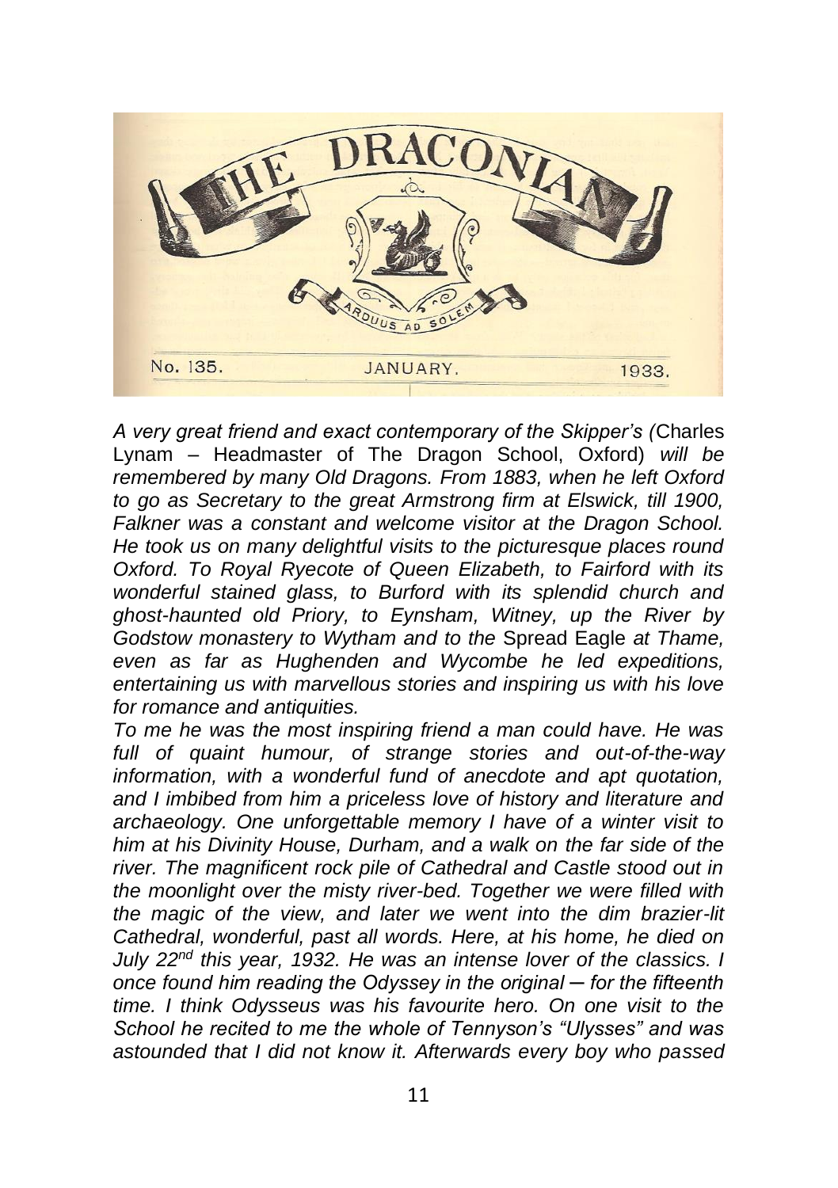THE DRACONIAN

ARDUUS AD SOLEM

No. 135. JANUARY. 1933.

*A very great friend and exact contemporary of the Skipper's (*Charles Lynam – Headmaster of The Dragon School, Oxford) *will be remembered by many Old Dragons. From 1883, when he left Oxford to go as Secretary to the great Armstrong firm at Elswick, till 1900, Falkner was a constant and welcome visitor at the Dragon School. He took us on many delightful visits to the picturesque places round Oxford. To Royal Ryecote of Queen Elizabeth, to Fairford with its wonderful stained glass, to Burford with its splendid church and ghost-haunted old Priory, to Eynsham, Witney, up the River by Godstow monastery to Wytham and to the* Spread Eagle *at Thame, even as far as Hughenden and Wycombe he led expeditions, entertaining us with marvellous stories and inspiring us with his love for romance and antiquities.*

*To me he was the most inspiring friend a man could have. He was full of quaint humour, of strange stories and out-of-the-way information, with a wonderful fund of anecdote and apt quotation, and I imbibed from him a priceless love of history and literature and archaeology. One unforgettable memory I have of a winter visit to him at his Divinity House, Durham, and a walk on the far side of the river. The magnificent rock pile of Cathedral and Castle stood out in the moonlight over the misty river-bed. Together we were filled with the magic of the view, and later we went into the dim brazier-lit Cathedral, wonderful, past all words. Here, at his home, he died on July 22nd this year, 1932. He was an intense lover of the classics. I once found him reading the Odyssey in the original ─ for the fifteenth time. I think Odysseus was his favourite hero. On one visit to the School he recited to me the whole of Tennyson's "Ulysses" and was astounded that I did not know it. Afterwards every boy who passed*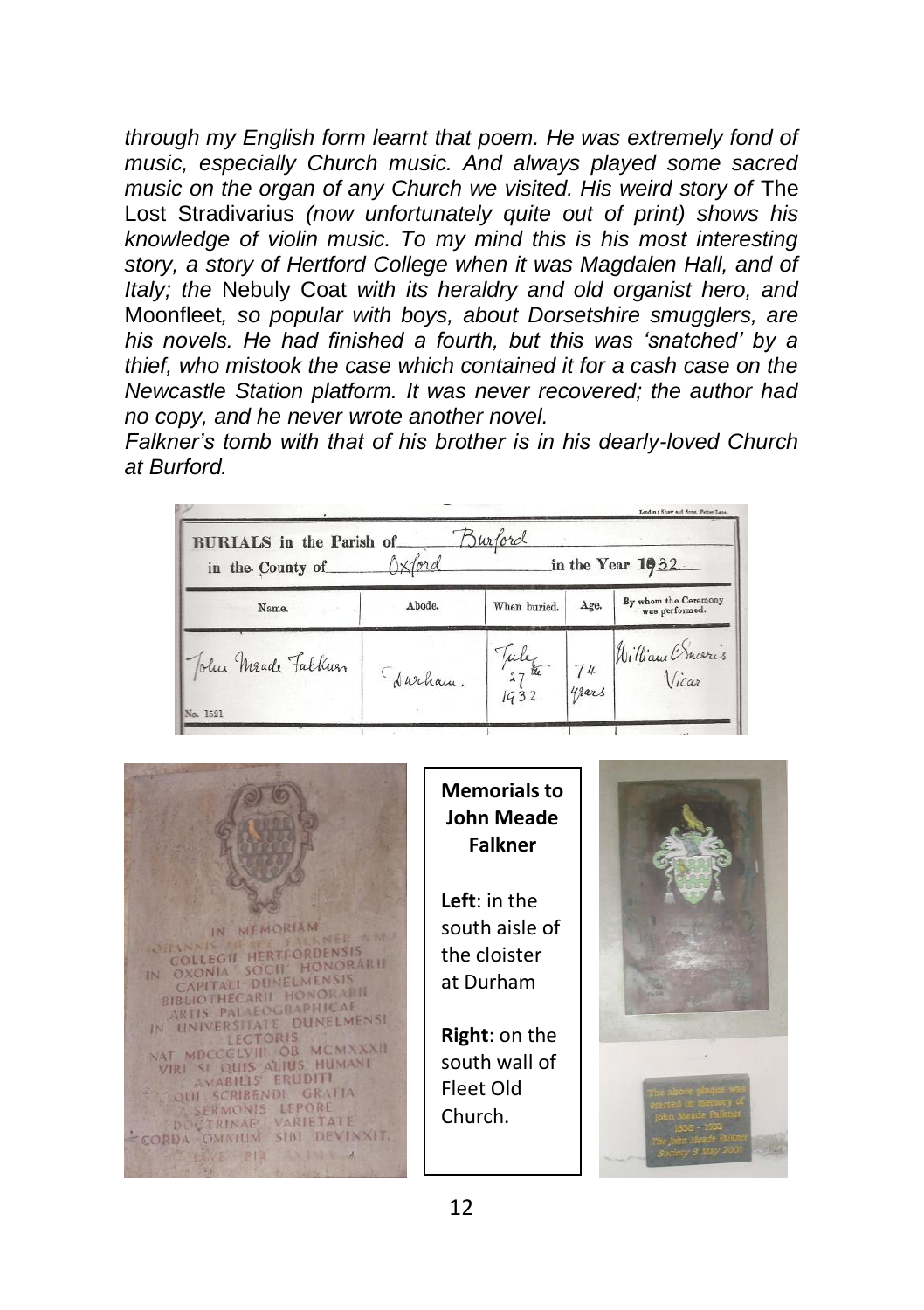*through my English form learnt that poem. He was extremely fond of music, especially Church music. And always played some sacred music on the organ of any Church we visited. His weird story of* The Lost Stradivarius *(now unfortunately quite out of print) shows his knowledge of violin music. To my mind this is his most interesting story, a story of Hertford College when it was Magdalen Hall, and of Italy; the* Nebuly Coat *with its heraldry and old organist hero, and* Moonfleet*, so popular with boys, about Dorsetshire smugglers, are his novels. He had finished a fourth, but this was 'snatched' by a thief, who mistook the case which contained it for a cash case on the Newcastle Station platform. It was never recovered; the author had no copy, and he never wrote another novel.*

*Falkner's tomb with that of his brother is in his dearly-loved Church at Burford.*

BURIALS in the Parish of Burford in the County of Oxford in the Year 1932.

| Name. | Abode. | When buried. | Age. | By whom the Ceremony was performed. |
|---|---|---|---|---|
| John Meade Falkner<br>No. 1521 | Durham. | July 27th 1932. | 74 years | William Emeris Vicar |

IN MEMORIAM
IOHANNIS MEADE FALKNER A.M.
COLLEGII HERTFORDENSIS
IN OXONIA SOCII HONORARII
CAPITALI DUNELMENSIS
BIBLIOTHECARII HONORARII
ARTIS PALAEOGRAPHICAE
IN UNIVERSITATE DUNELMENSI
LECTORIS
NAT MDCCCLVIII OB MCMXXXII
VIRI SI QUIS ALIUS HUMANI
AMABILIS ERUDITI
QUI SCRIBENDI GRATIA
SERMONIS LEPORE
DOCTRINAE VARIETATE
CORDA OMNIUM SIBI DEVINXIT.
AVE PIA ANIMA

**Memorials to John Meade Falkner**

**Left**: in the south aisle of the cloister at Durham

**Right**: on the south wall of Fleet Old Church.

The above plaque was erected in memory of John Meade Falkner 1858 - 1932 The John Meade Falkner Society 9 May 2009